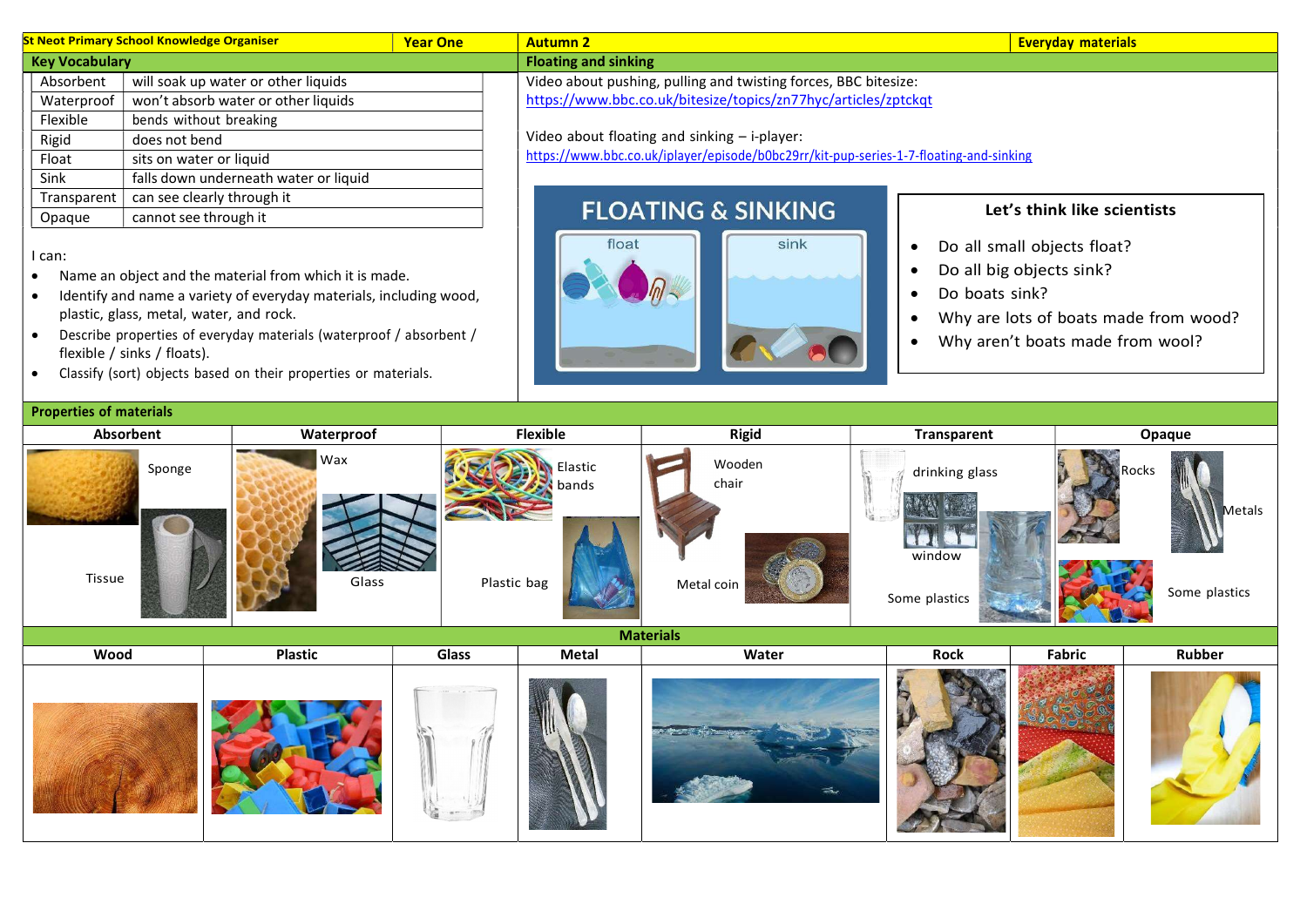| St Neot Primary School Knowledge Organiser | Year One | Autumn 2 | Everyday materials |
|---|---|---|---|

## Key Vocabulary

| | |
|---|---|
| Absorbent | will soak up water or other liquids |
| Waterproof | won't absorb water or other liquids |
| Flexible | bends without breaking |
| Rigid | does not bend |
| Float | sits on water or liquid |
| Sink | falls down underneath water or liquid |
| Transparent | can see clearly through it |
| Opaque | cannot see through it |

I can:

- Name an object and the material from which it is made.
- Identify and name a variety of everyday materials, including wood, plastic, glass, metal, water, and rock.
- Describe properties of everyday materials (waterproof / absorbent / flexible / sinks / floats).
- Classify (sort) objects based on their properties or materials.

## Floating and sinking

Video about pushing, pulling and twisting forces, BBC bitesize:
https://www.bbc.co.uk/bitesize/topics/zn77hyc/articles/zptckqt

Video about floating and sinking – i-player:
https://www.bbc.co.uk/iplayer/episode/b0bc29rr/kit-pup-series-1-7-floating-and-sinking

FLOATING & SINKING

float | sink

### Let's think like scientists

- Do all small objects float?
- Do all big objects sink?
- Do boats sink?
- Why are lots of boats made from wood?
- Why aren't boats made from wool?

## Properties of materials

| Absorbent | Waterproof | Flexible | Rigid | Transparent | Opaque |
|---|---|---|---|---|---|
| Sponge, Tissue | Wax, Glass | Elastic bands, Plastic bag | Wooden chair, Metal coin | drinking glass, window, Some plastics | Rocks, Metals, Some plastics |

## Materials

| Wood | Plastic | Glass | Metal | Water | Rock | Fabric | Rubber |
|---|---|---|---|---|---|---|---|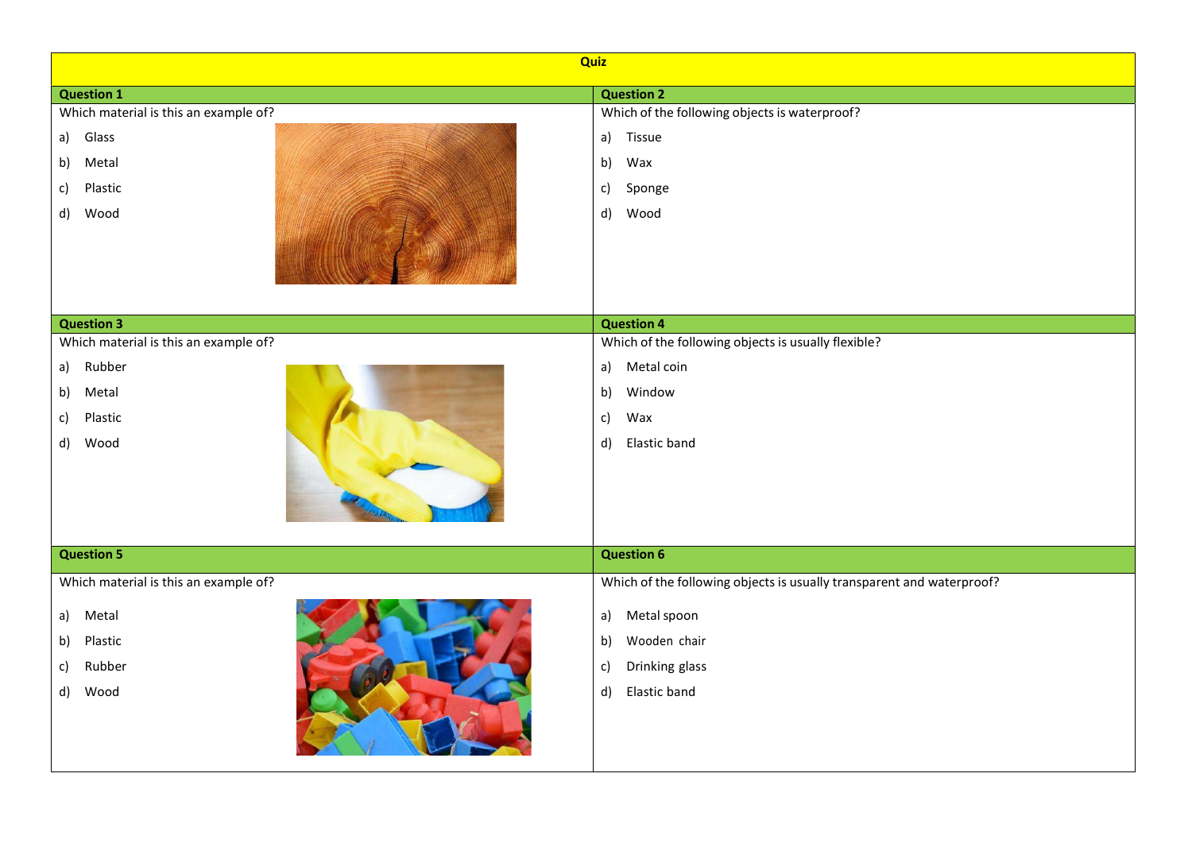# Quiz

### Question 1

Which material is this an example of?

a) Glass
b) Metal
c) Plastic
d) Wood

### Question 2

Which of the following objects is waterproof?

a) Tissue
b) Wax
c) Sponge
d) Wood

### Question 3

Which material is this an example of?

a) Rubber
b) Metal
c) Plastic
d) Wood

### Question 4

Which of the following objects is usually flexible?

a) Metal coin
b) Window
c) Wax
d) Elastic band

### Question 5

Which material is this an example of?

a) Metal
b) Plastic
c) Rubber
d) Wood

### Question 6

Which of the following objects is usually transparent and waterproof?

a) Metal spoon
b) Wooden chair
c) Drinking glass
d) Elastic band